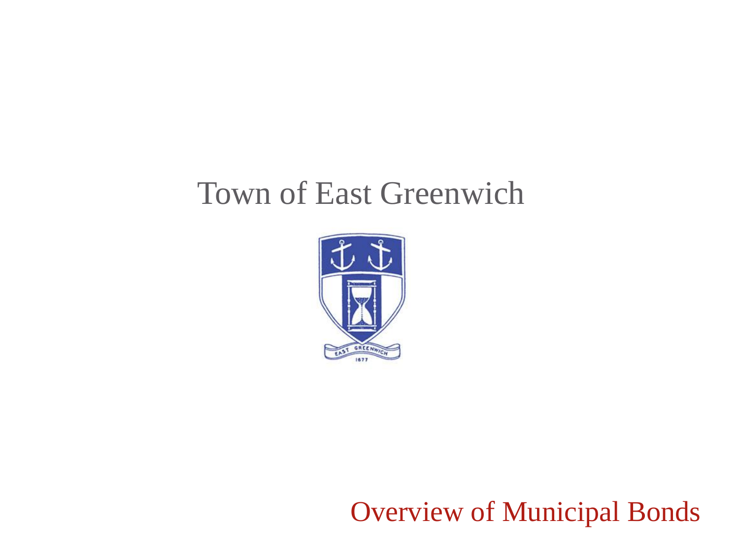# Town of East Greenwich

## Overview of Municipal Bonds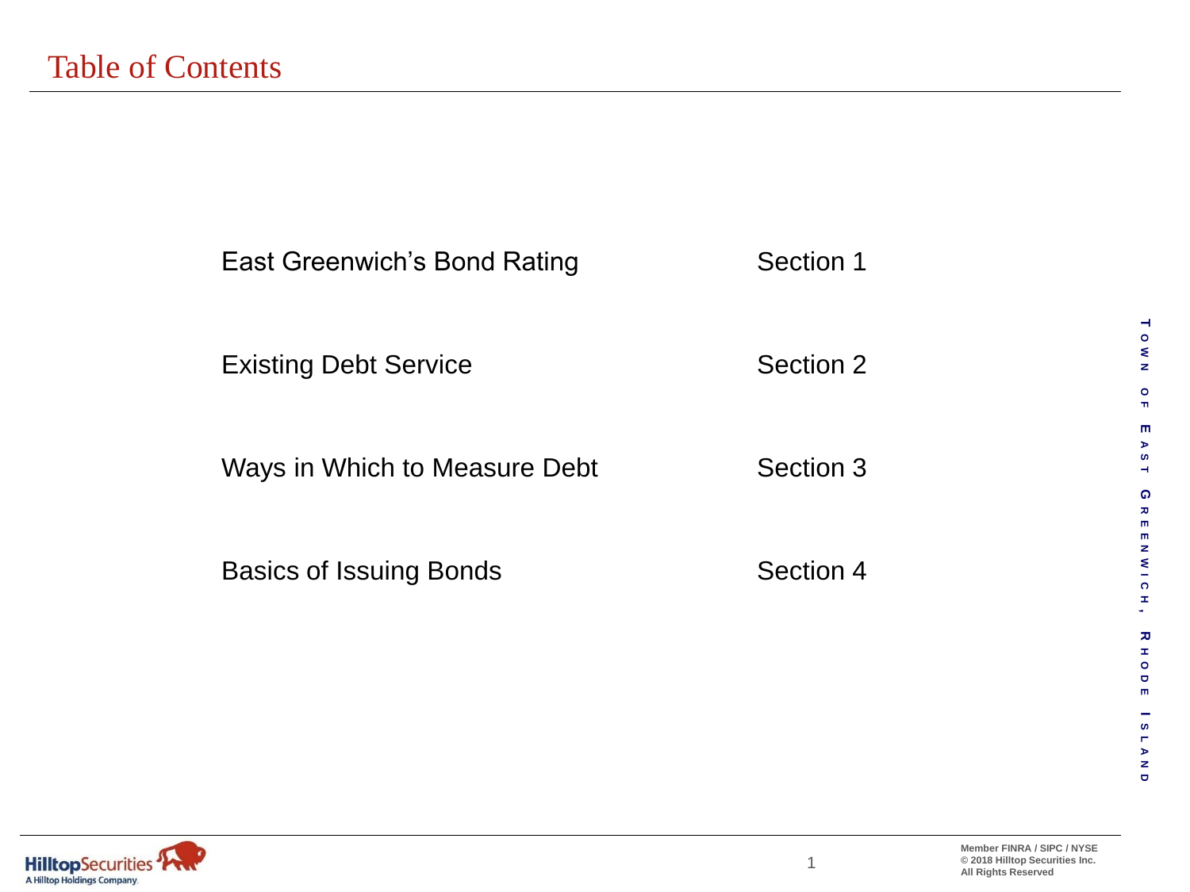# Table of Contents

| | |
|---|---|
| East Greenwich's Bond Rating | Section 1 |
| Existing Debt Service | Section 2 |
| Ways in Which to Measure Debt | Section 3 |
| Basics of Issuing Bonds | Section 4 |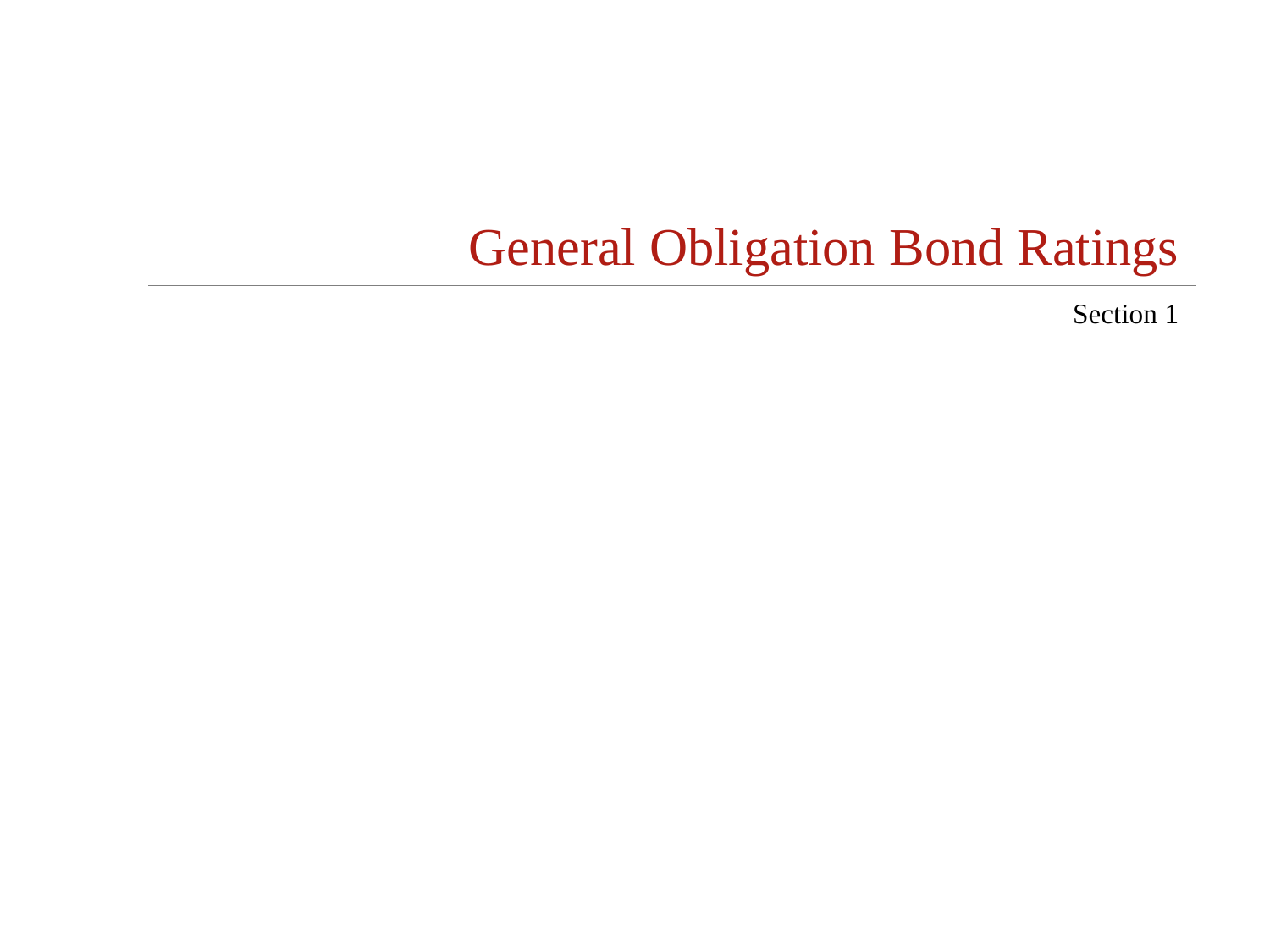# General Obligation Bond Ratings

Section 1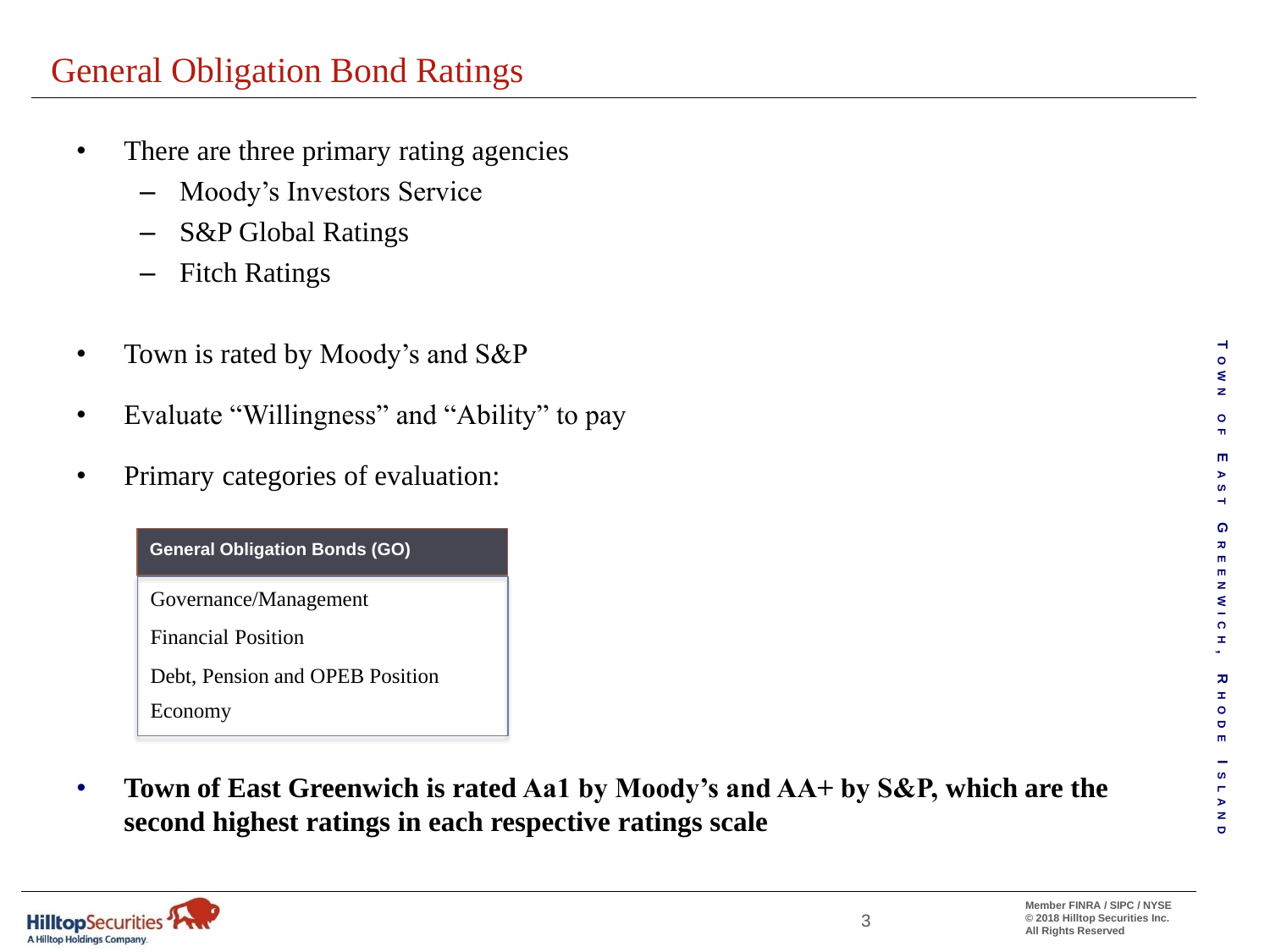# General Obligation Bond Ratings

- There are three primary rating agencies
  - Moody's Investors Service
  - S&P Global Ratings
  - Fitch Ratings
- Town is rated by Moody's and S&P
- Evaluate "Willingness" and "Ability" to pay
- Primary categories of evaluation:

| General Obligation Bonds (GO) |
| --- |
| Governance/Management |
| Financial Position |
| Debt, Pension and OPEB Position |
| Economy |

- **Town of East Greenwich is rated Aa1 by Moody's and AA+ by S&P, which are the second highest ratings in each respective ratings scale**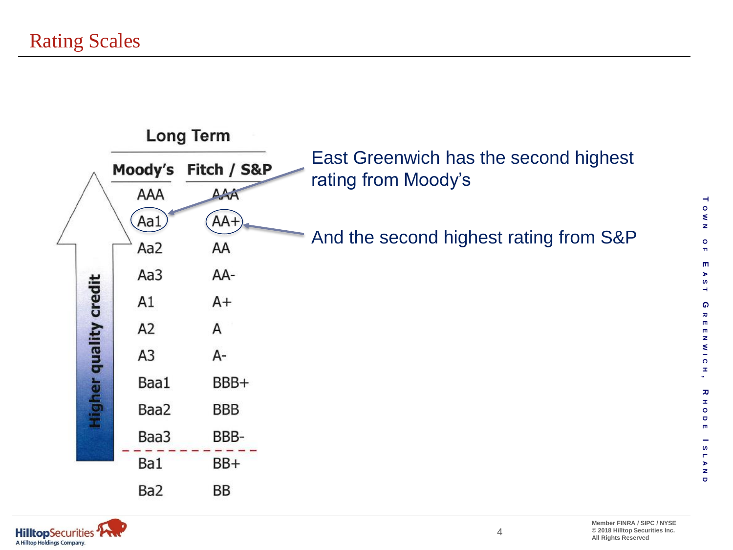# Rating Scales

**Long Term**

| Moody's | Fitch / S&P |
|---|---|
| AAA | AAA |
| Aa1 | AA+ |
| Aa2 | AA |
| Aa3 | AA- |
| A1 | A+ |
| A2 | A |
| A3 | A- |
| Baa1 | BBB+ |
| Baa2 | BBB |
| Baa3 | BBB- |
| Ba1 | BB+ |
| Ba2 | BB |

Higher quality credit

East Greenwich has the second highest rating from Moody's

And the second highest rating from S&P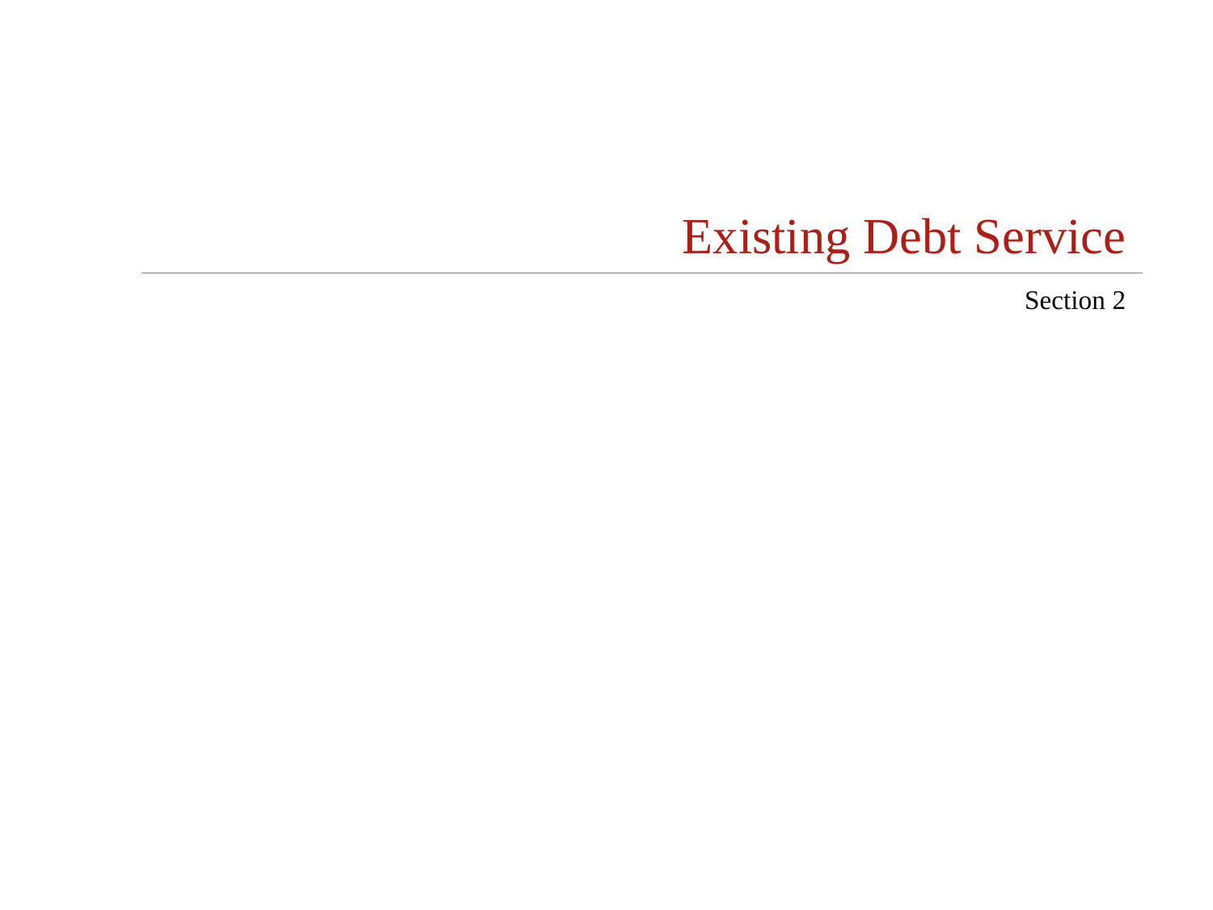# Existing Debt Service

Section 2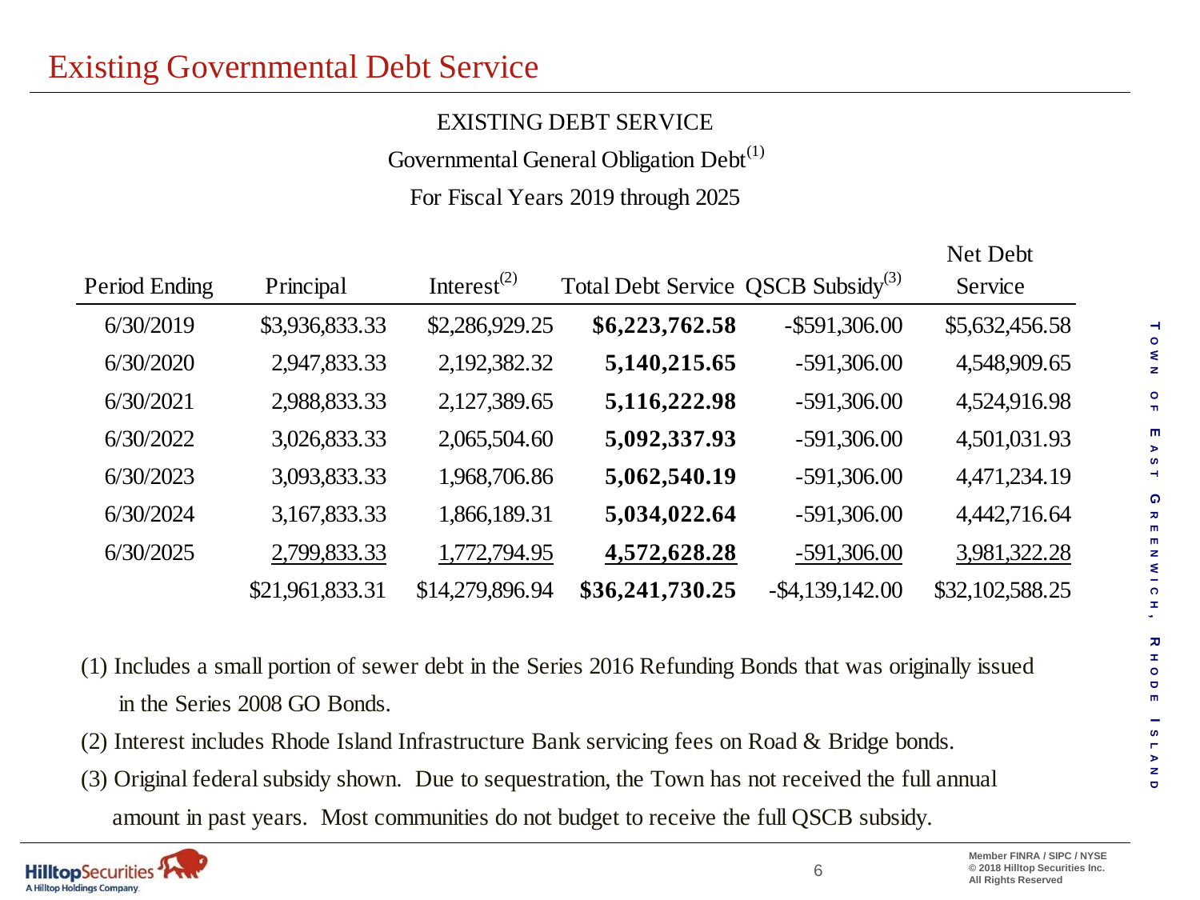# Existing Governmental Debt Service

EXISTING DEBT SERVICE

Governmental General Obligation Debt[1]

For Fiscal Years 2019 through 2025

| Period Ending | Principal | Interest[2] | Total Debt Service | QSCB Subsidy[3] | Net Debt Service |
|---|---|---|---|---|---|
| 6/30/2019 | $3,936,833.33 | $2,286,929.25 | **$6,223,762.58** | -$591,306.00 | $5,632,456.58 |
| 6/30/2020 | 2,947,833.33 | 2,192,382.32 | **5,140,215.65** | -591,306.00 | 4,548,909.65 |
| 6/30/2021 | 2,988,833.33 | 2,127,389.65 | **5,116,222.98** | -591,306.00 | 4,524,916.98 |
| 6/30/2022 | 3,026,833.33 | 2,065,504.60 | **5,092,337.93** | -591,306.00 | 4,501,031.93 |
| 6/30/2023 | 3,093,833.33 | 1,968,706.86 | **5,062,540.19** | -591,306.00 | 4,471,234.19 |
| 6/30/2024 | 3,167,833.33 | 1,866,189.31 | **5,034,022.64** | -591,306.00 | 4,442,716.64 |
| 6/30/2025 | 2,799,833.33 | 1,772,794.95 | **4,572,628.28** | -591,306.00 | 3,981,322.28 |
| | $21,961,833.31 | $14,279,896.94 | **$36,241,730.25** | -$4,139,142.00 | $32,102,588.25 |

(1) Includes a small portion of sewer debt in the Series 2016 Refunding Bonds that was originally issued in the Series 2008 GO Bonds.

(2) Interest includes Rhode Island Infrastructure Bank servicing fees on Road & Bridge bonds.

(3) Original federal subsidy shown. Due to sequestration, the Town has not received the full annual amount in past years. Most communities do not budget to receive the full QSCB subsidy.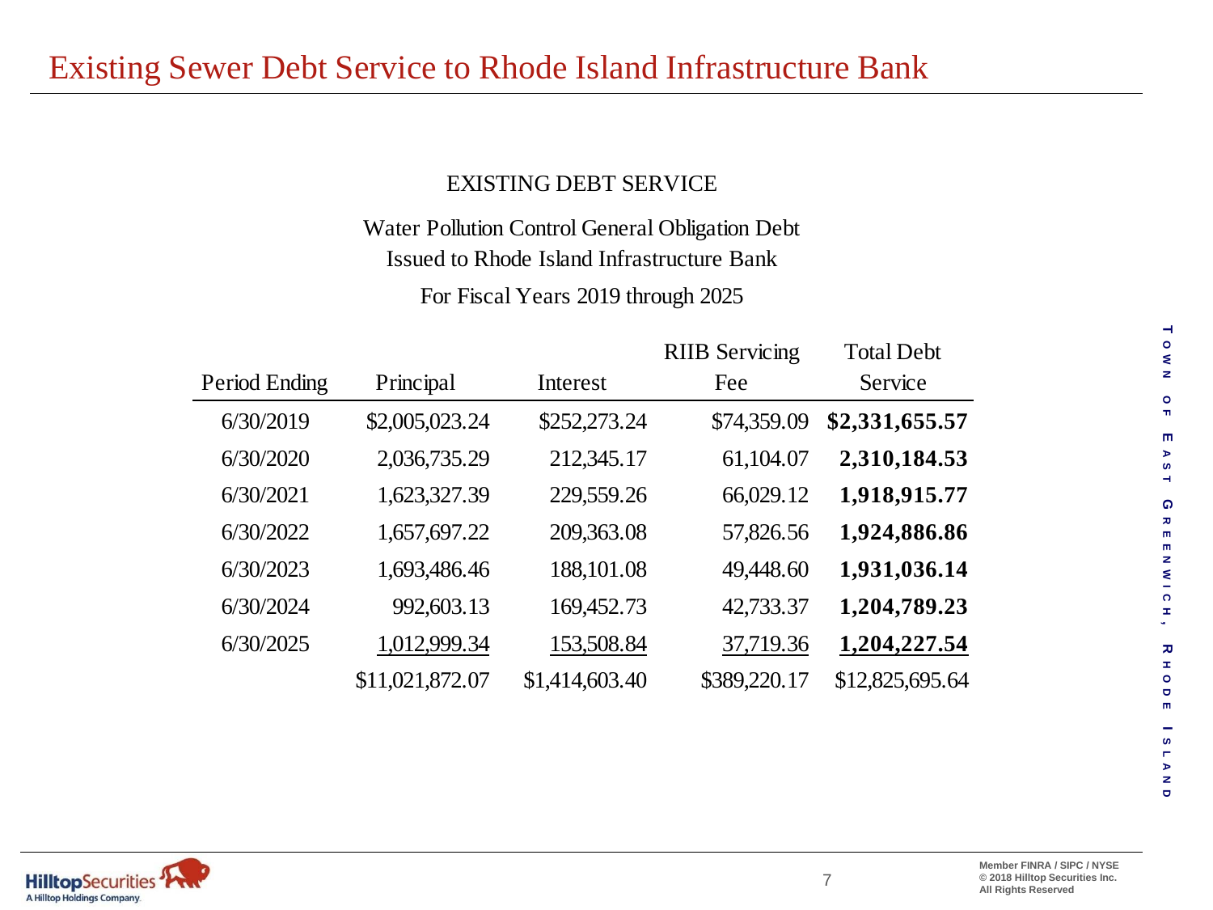# Existing Sewer Debt Service to Rhode Island Infrastructure Bank

EXISTING DEBT SERVICE

Water Pollution Control General Obligation Debt
Issued to Rhode Island Infrastructure Bank

For Fiscal Years 2019 through 2025

| Period Ending | Principal | Interest | RIIB Servicing Fee | Total Debt Service |
|---|---|---|---|---|
| 6/30/2019 | $2,005,023.24 | $252,273.24 | $74,359.09 | **$2,331,655.57** |
| 6/30/2020 | 2,036,735.29 | 212,345.17 | 61,104.07 | **2,310,184.53** |
| 6/30/2021 | 1,623,327.39 | 229,559.26 | 66,029.12 | **1,918,915.77** |
| 6/30/2022 | 1,657,697.22 | 209,363.08 | 57,826.56 | **1,924,886.86** |
| 6/30/2023 | 1,693,486.46 | 188,101.08 | 49,448.60 | **1,931,036.14** |
| 6/30/2024 | 992,603.13 | 169,452.73 | 42,733.37 | **1,204,789.23** |
| 6/30/2025 | 1,012,999.34 | 153,508.84 | 37,719.36 | **1,204,227.54** |
| | $11,021,872.07 | $1,414,603.40 | $389,220.17 | $12,825,695.64 |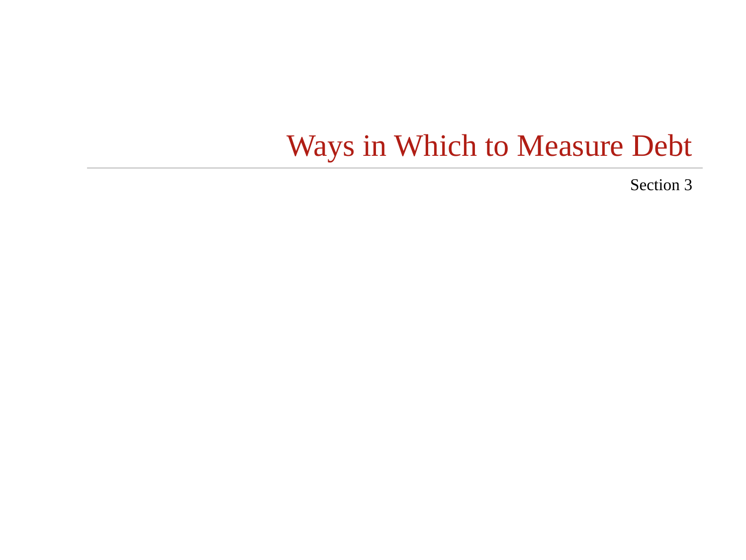# Ways in Which to Measure Debt

Section 3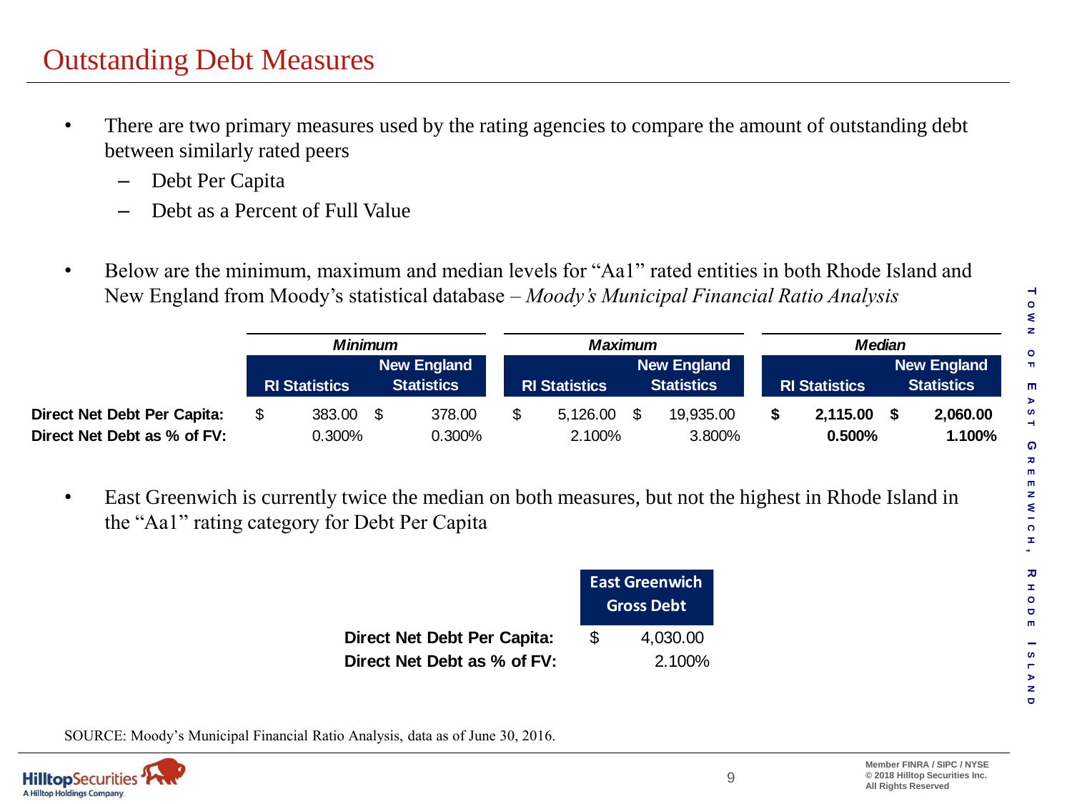# Outstanding Debt Measures

- There are two primary measures used by the rating agencies to compare the amount of outstanding debt between similarly rated peers
  - Debt Per Capita
  - Debt as a Percent of Full Value

- Below are the minimum, maximum and median levels for "Aa1" rated entities in both Rhode Island and New England from Moody's statistical database – *Moody's Municipal Financial Ratio Analysis*

| | *Minimum* | | *Maximum* | | *Median* | |
|---|---|---|---|---|---|---|
| | **RI Statistics** | **New England Statistics** | **RI Statistics** | **New England Statistics** | **RI Statistics** | **New England Statistics** |
| **Direct Net Debt Per Capita:** | $ 383.00 | $ 378.00 | $ 5,126.00 | $ 19,935.00 | **$ 2,115.00** | **$ 2,060.00** |
| **Direct Net Debt as % of FV:** | 0.300% | 0.300% | 2.100% | 3.800% | **0.500%** | **1.100%** |

- East Greenwich is currently twice the median on both measures, but not the highest in Rhode Island in the "Aa1" rating category for Debt Per Capita

| | **East Greenwich Gross Debt** |
|---|---|
| **Direct Net Debt Per Capita:** | $ 4,030.00 |
| **Direct Net Debt as % of FV:** | 2.100% |

SOURCE: Moody's Municipal Financial Ratio Analysis, data as of June 30, 2016.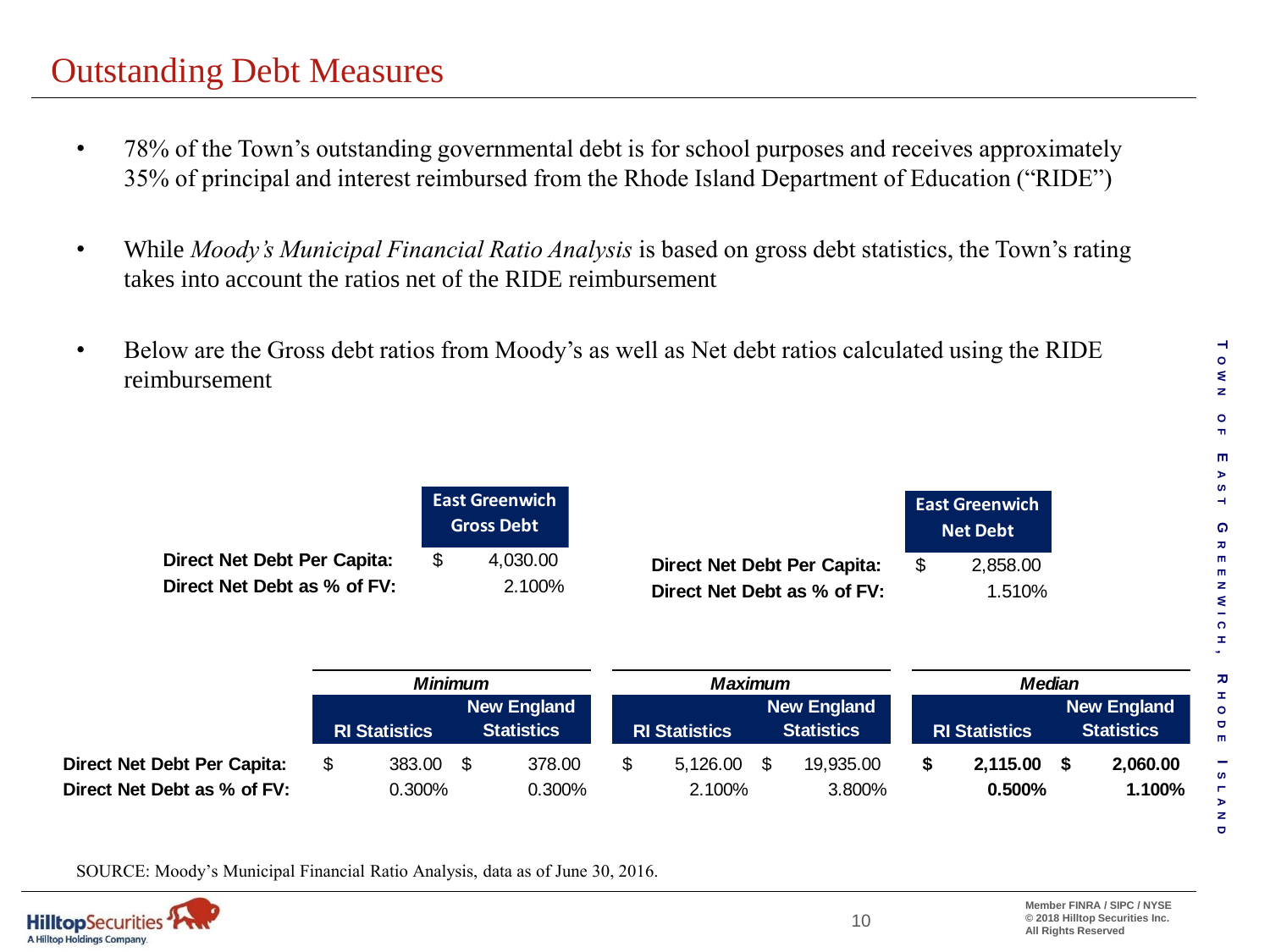# Outstanding Debt Measures

- 78% of the Town's outstanding governmental debt is for school purposes and receives approximately 35% of principal and interest reimbursed from the Rhode Island Department of Education ("RIDE")
- While *Moody's Municipal Financial Ratio Analysis* is based on gross debt statistics, the Town's rating takes into account the ratios net of the RIDE reimbursement
- Below are the Gross debt ratios from Moody's as well as Net debt ratios calculated using the RIDE reimbursement

| | East Greenwich Gross Debt |
|---|---|
| **Direct Net Debt Per Capita:** | $ 4,030.00 |
| **Direct Net Debt as % of FV:** | 2.100% |

| | East Greenwich Net Debt |
|---|---|
| **Direct Net Debt Per Capita:** | $ 2,858.00 |
| **Direct Net Debt as % of FV:** | 1.510% |

| | ***Minimum*** | | ***Maximum*** | | ***Median*** | |
|---|---|---|---|---|---|---|
| | **RI Statistics** | **New England Statistics** | **RI Statistics** | **New England Statistics** | **RI Statistics** | **New England Statistics** |
| **Direct Net Debt Per Capita:** | $ 383.00 | $ 378.00 | $ 5,126.00 | $ 19,935.00 | **$ 2,115.00** | **$ 2,060.00** |
| **Direct Net Debt as % of FV:** | 0.300% | 0.300% | 2.100% | 3.800% | **0.500%** | **1.100%** |

SOURCE: Moody's Municipal Financial Ratio Analysis, data as of June 30, 2016.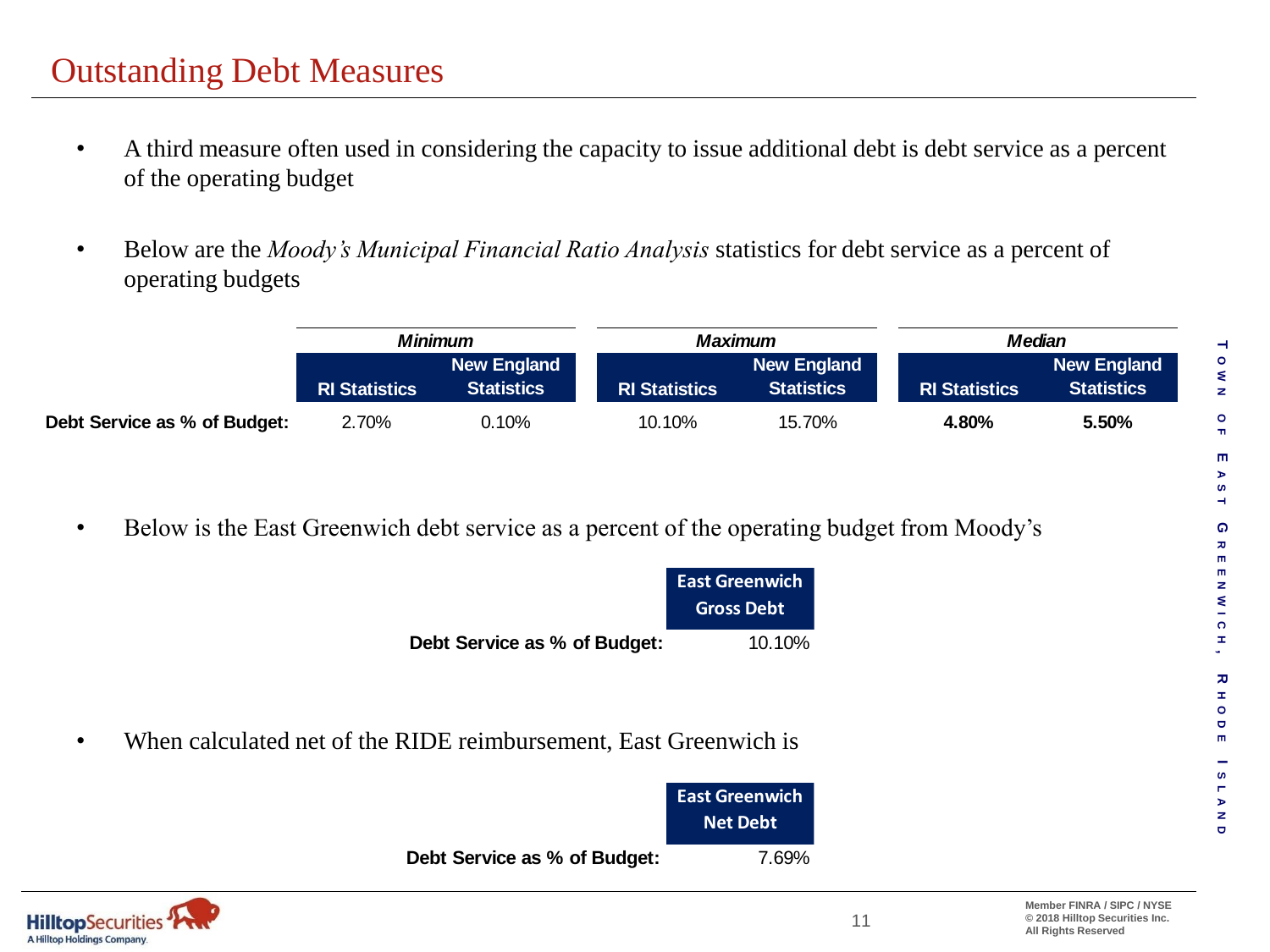# Outstanding Debt Measures

- A third measure often used in considering the capacity to issue additional debt is debt service as a percent of the operating budget
- Below are the *Moody's Municipal Financial Ratio Analysis* statistics for debt service as a percent of operating budgets

| | *Minimum* | | *Maximum* | | *Median* | |
|---|---|---|---|---|---|---|
| | **RI Statistics** | **New England Statistics** | **RI Statistics** | **New England Statistics** | **RI Statistics** | **New England Statistics** |
| **Debt Service as % of Budget:** | 2.70% | 0.10% | 10.10% | 15.70% | **4.80%** | **5.50%** |

- Below is the East Greenwich debt service as a percent of the operating budget from Moody's

| | **East Greenwich Gross Debt** |
|---|---|
| **Debt Service as % of Budget:** | 10.10% |

- When calculated net of the RIDE reimbursement, East Greenwich is

| | **East Greenwich Net Debt** |
|---|---|
| **Debt Service as % of Budget:** | 7.69% |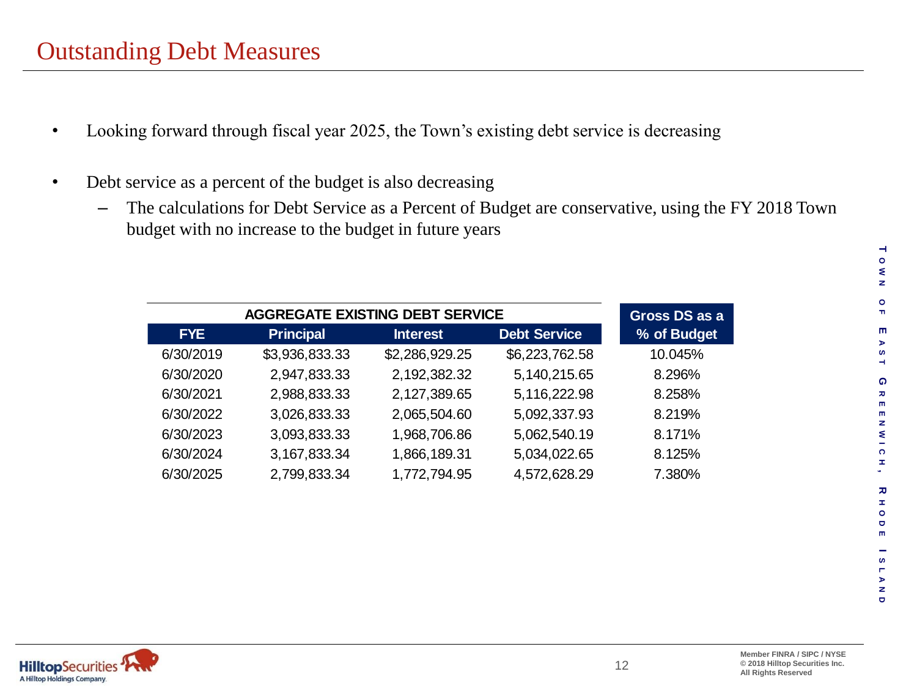# Outstanding Debt Measures

- Looking forward through fiscal year 2025, the Town's existing debt service is decreasing
- Debt service as a percent of the budget is also decreasing
  - The calculations for Debt Service as a Percent of Budget are conservative, using the FY 2018 Town budget with no increase to the budget in future years

| AGGREGATE EXISTING DEBT SERVICE | | | | Gross DS as a |
|---|---|---|---|---|
| FYE | Principal | Interest | Debt Service | % of Budget |
| 6/30/2019 | $3,936,833.33 | $2,286,929.25 | $6,223,762.58 | 10.045% |
| 6/30/2020 | 2,947,833.33 | 2,192,382.32 | 5,140,215.65 | 8.296% |
| 6/30/2021 | 2,988,833.33 | 2,127,389.65 | 5,116,222.98 | 8.258% |
| 6/30/2022 | 3,026,833.33 | 2,065,504.60 | 5,092,337.93 | 8.219% |
| 6/30/2023 | 3,093,833.33 | 1,968,706.86 | 5,062,540.19 | 8.171% |
| 6/30/2024 | 3,167,833.34 | 1,866,189.31 | 5,034,022.65 | 8.125% |
| 6/30/2025 | 2,799,833.34 | 1,772,794.95 | 4,572,628.29 | 7.380% |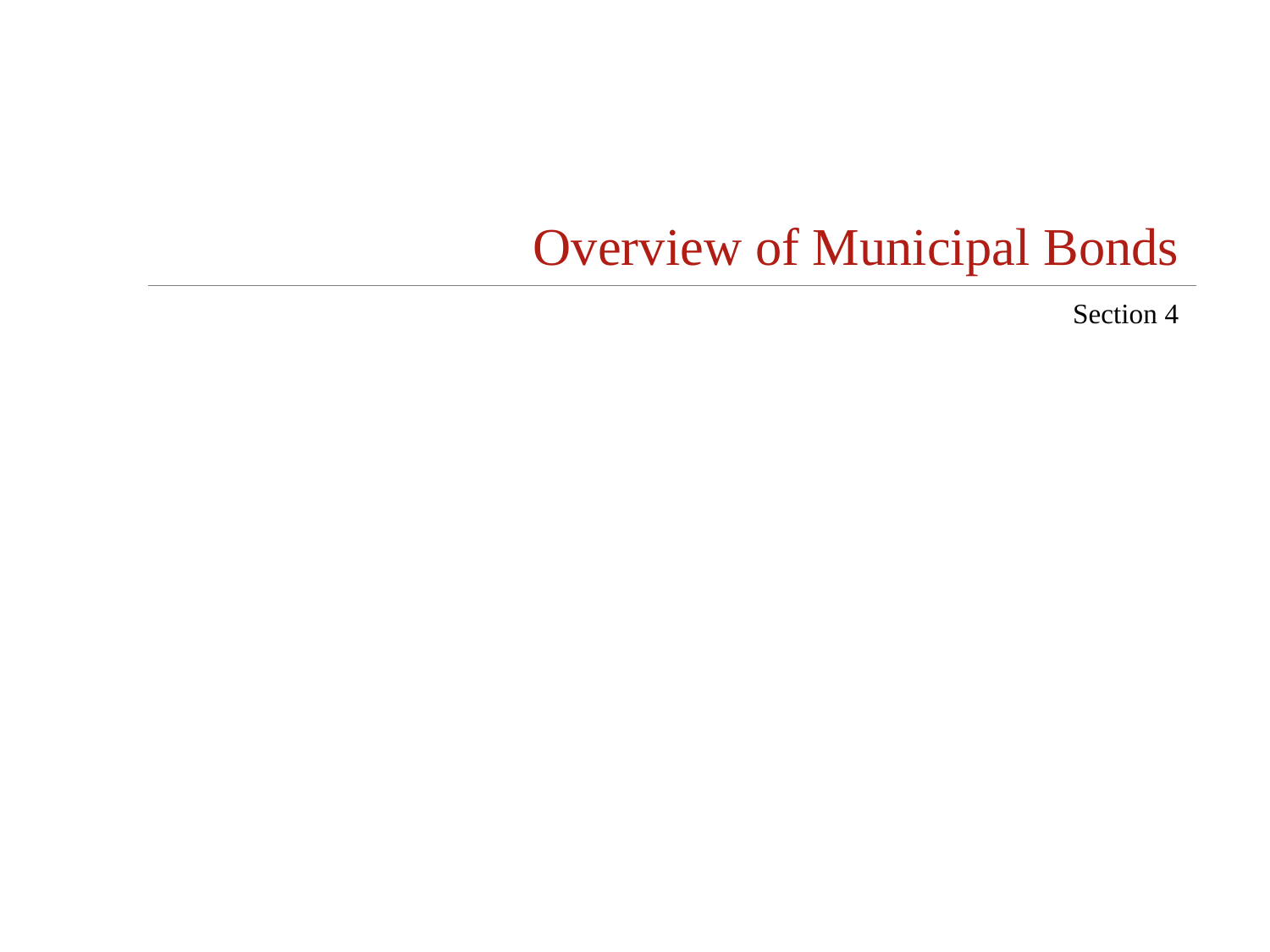# Overview of Municipal Bonds

Section 4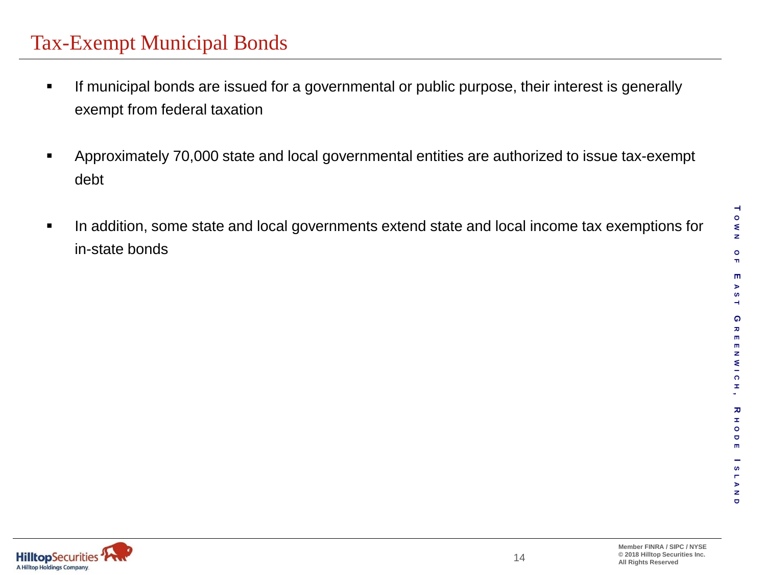# Tax-Exempt Municipal Bonds

- If municipal bonds are issued for a governmental or public purpose, their interest is generally exempt from federal taxation
- Approximately 70,000 state and local governmental entities are authorized to issue tax-exempt debt
- In addition, some state and local governments extend state and local income tax exemptions for in-state bonds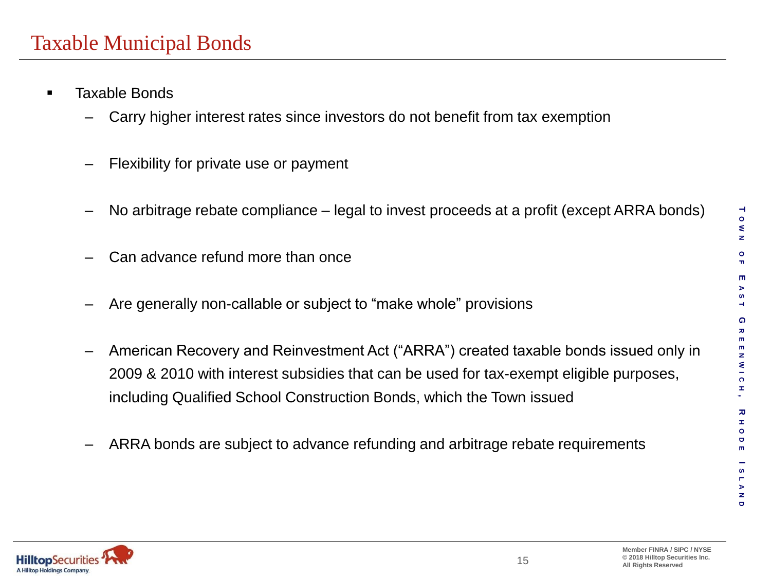# Taxable Municipal Bonds

- Taxable Bonds
  - Carry higher interest rates since investors do not benefit from tax exemption
  - Flexibility for private use or payment
  - No arbitrage rebate compliance – legal to invest proceeds at a profit (except ARRA bonds)
  - Can advance refund more than once
  - Are generally non-callable or subject to "make whole" provisions
  - American Recovery and Reinvestment Act ("ARRA") created taxable bonds issued only in 2009 & 2010 with interest subsidies that can be used for tax-exempt eligible purposes, including Qualified School Construction Bonds, which the Town issued
  - ARRA bonds are subject to advance refunding and arbitrage rebate requirements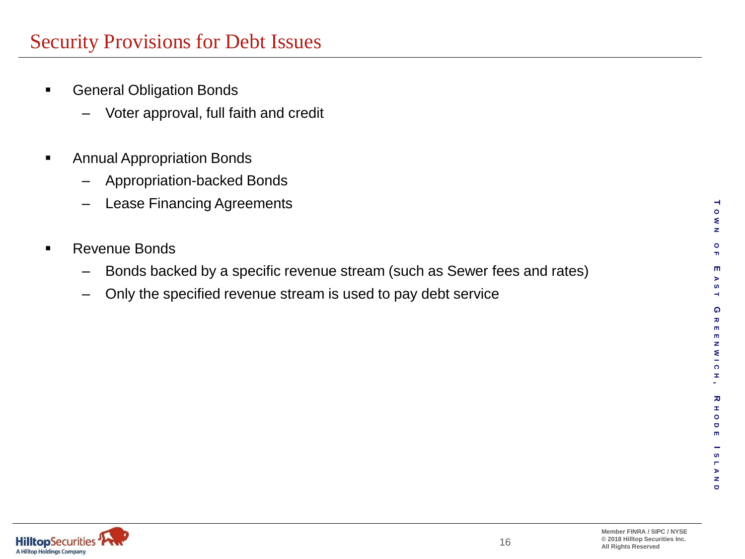# Security Provisions for Debt Issues

- General Obligation Bonds
  - Voter approval, full faith and credit
- Annual Appropriation Bonds
  - Appropriation-backed Bonds
  - Lease Financing Agreements
- Revenue Bonds
  - Bonds backed by a specific revenue stream (such as Sewer fees and rates)
  - Only the specified revenue stream is used to pay debt service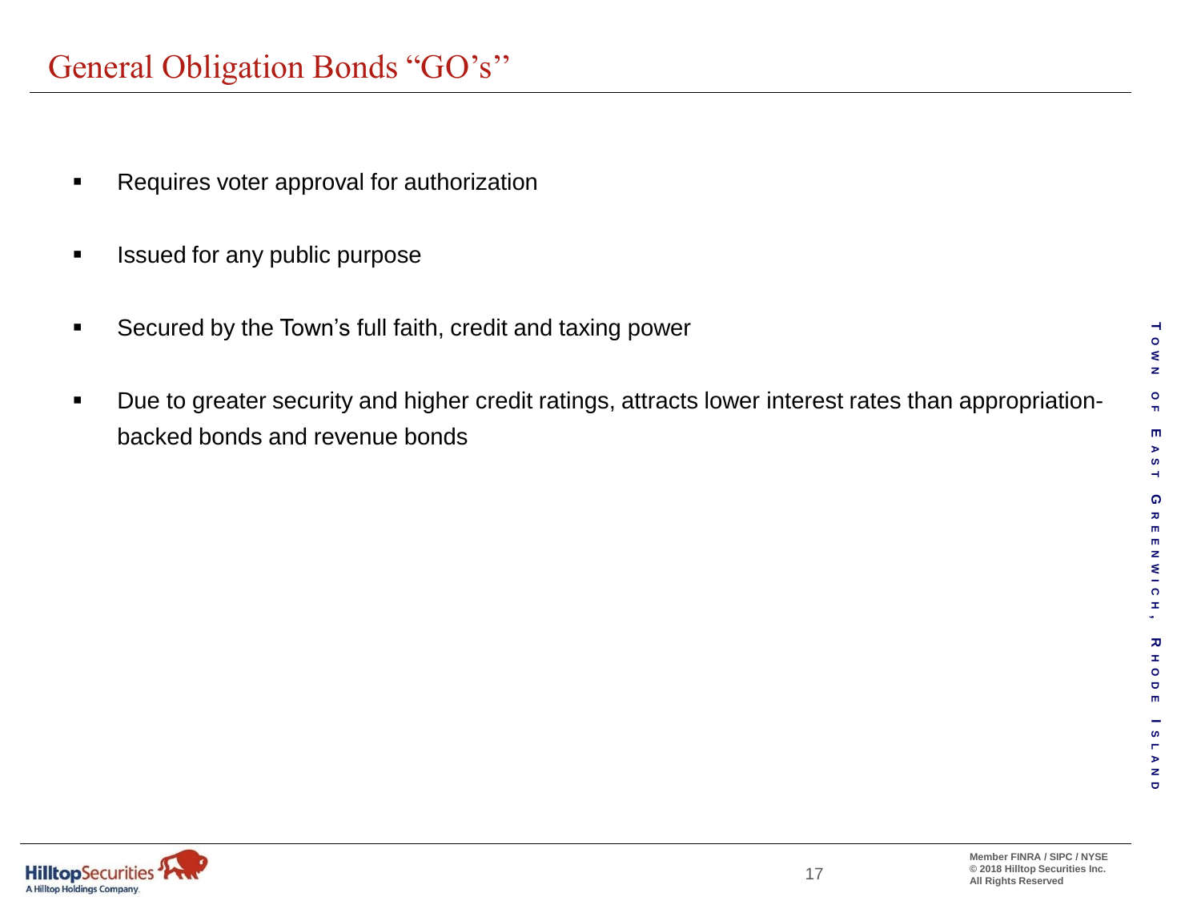# General Obligation Bonds "GO's"

- Requires voter approval for authorization
- Issued for any public purpose
- Secured by the Town's full faith, credit and taxing power
- Due to greater security and higher credit ratings, attracts lower interest rates than appropriation-backed bonds and revenue bonds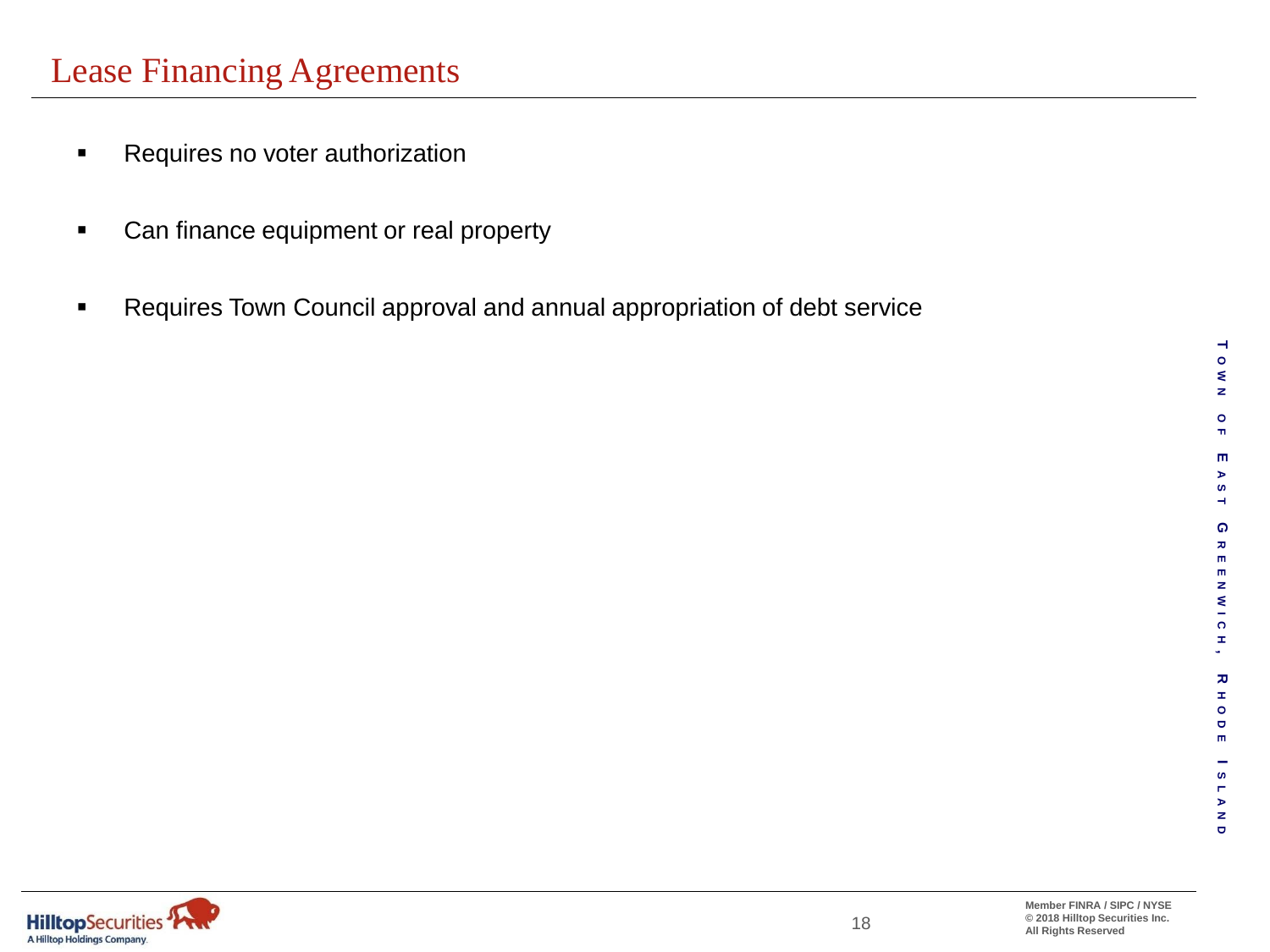# Lease Financing Agreements

- Requires no voter authorization
- Can finance equipment or real property
- Requires Town Council approval and annual appropriation of debt service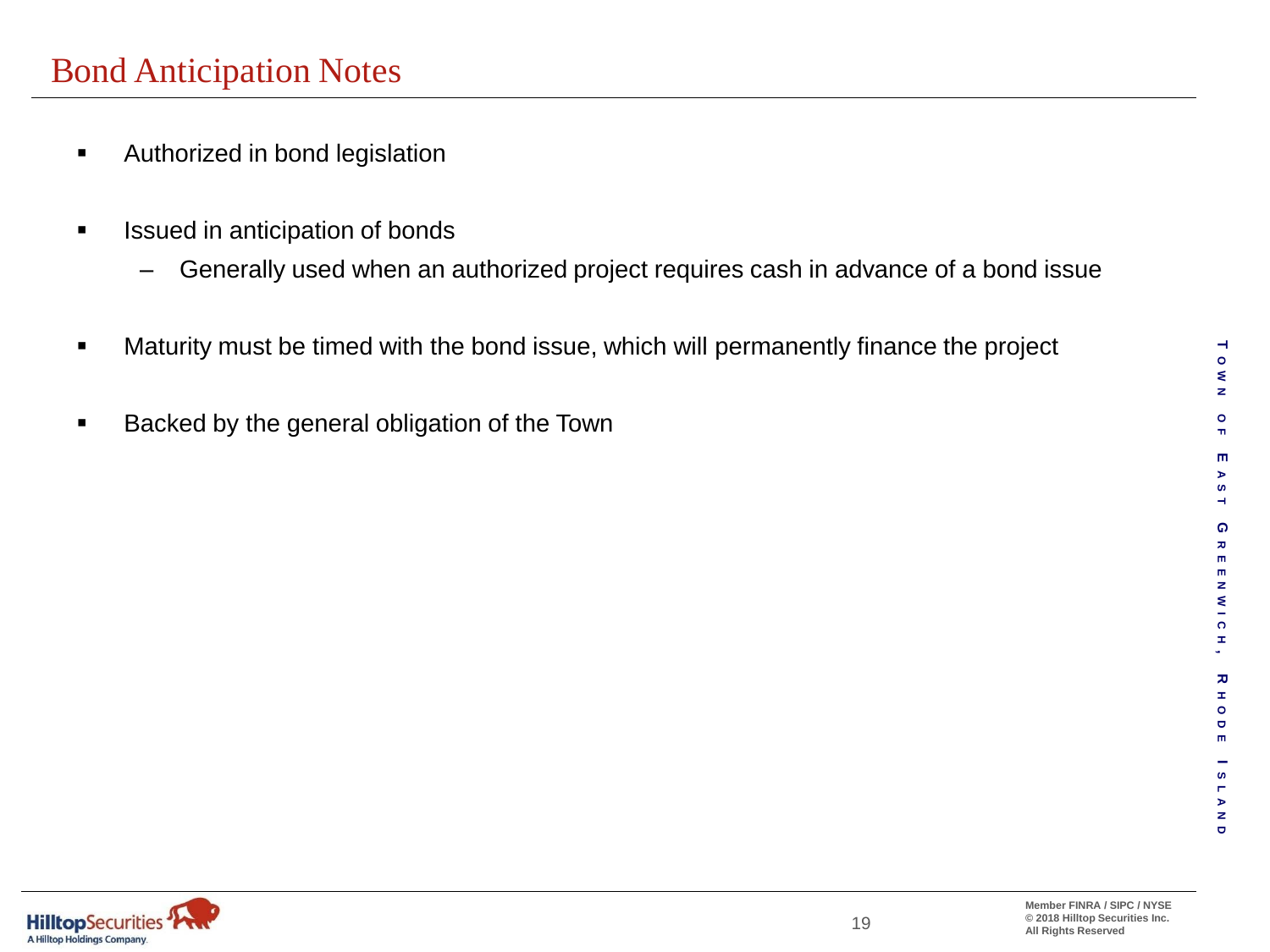# Bond Anticipation Notes

- Authorized in bond legislation
- Issued in anticipation of bonds
  - Generally used when an authorized project requires cash in advance of a bond issue
- Maturity must be timed with the bond issue, which will permanently finance the project
- Backed by the general obligation of the Town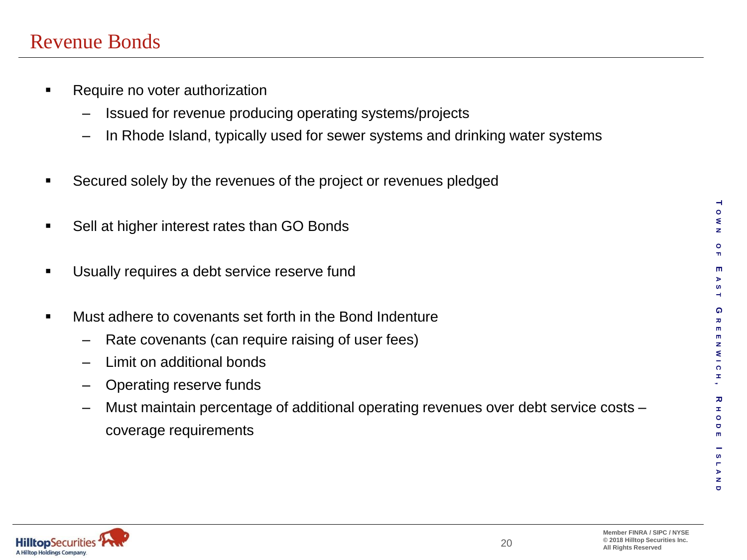# Revenue Bonds

- Require no voter authorization
  - Issued for revenue producing operating systems/projects
  - In Rhode Island, typically used for sewer systems and drinking water systems

- Secured solely by the revenues of the project or revenues pledged

- Sell at higher interest rates than GO Bonds

- Usually requires a debt service reserve fund

- Must adhere to covenants set forth in the Bond Indenture
  - Rate covenants (can require raising of user fees)
  - Limit on additional bonds
  - Operating reserve funds
  - Must maintain percentage of additional operating revenues over debt service costs – coverage requirements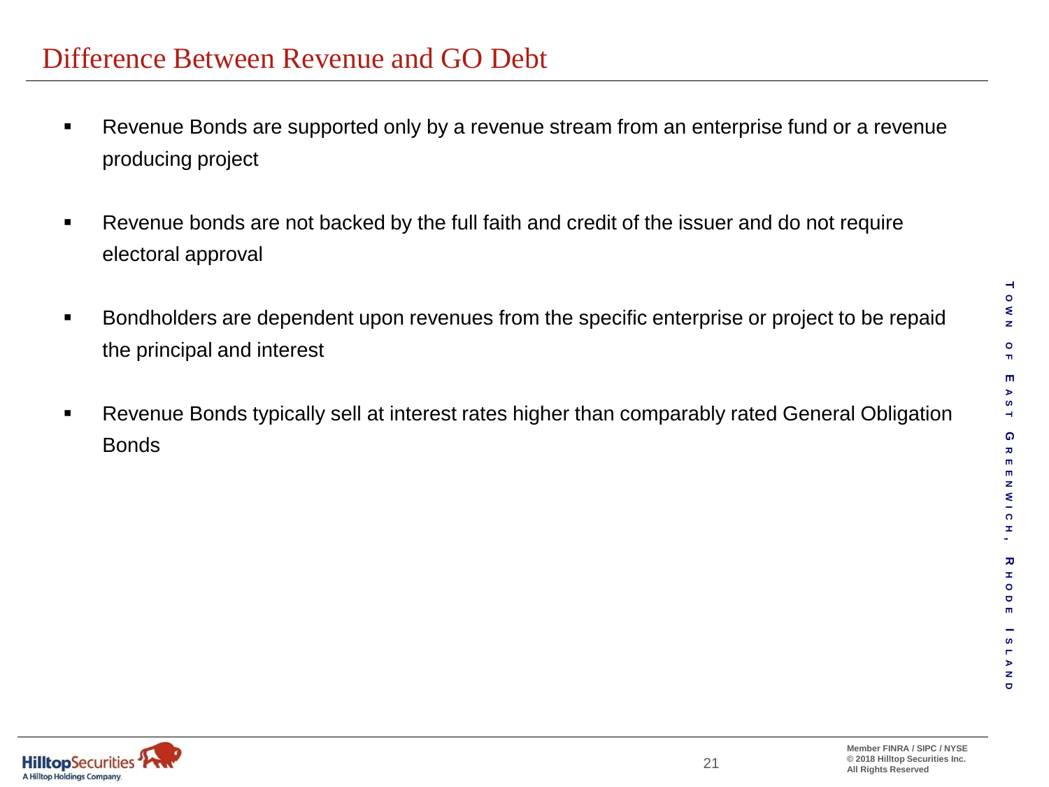# Difference Between Revenue and GO Debt

- Revenue Bonds are supported only by a revenue stream from an enterprise fund or a revenue producing project
- Revenue bonds are not backed by the full faith and credit of the issuer and do not require electoral approval
- Bondholders are dependent upon revenues from the specific enterprise or project to be repaid the principal and interest
- Revenue Bonds typically sell at interest rates higher than comparably rated General Obligation Bonds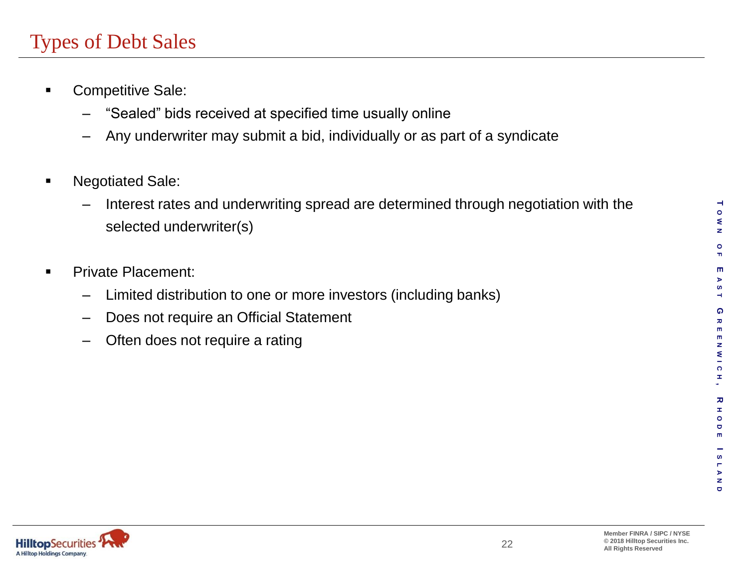# Types of Debt Sales

- Competitive Sale:
  - "Sealed" bids received at specified time usually online
  - Any underwriter may submit a bid, individually or as part of a syndicate

- Negotiated Sale:
  - Interest rates and underwriting spread are determined through negotiation with the selected underwriter(s)

- Private Placement:
  - Limited distribution to one or more investors (including banks)
  - Does not require an Official Statement
  - Often does not require a rating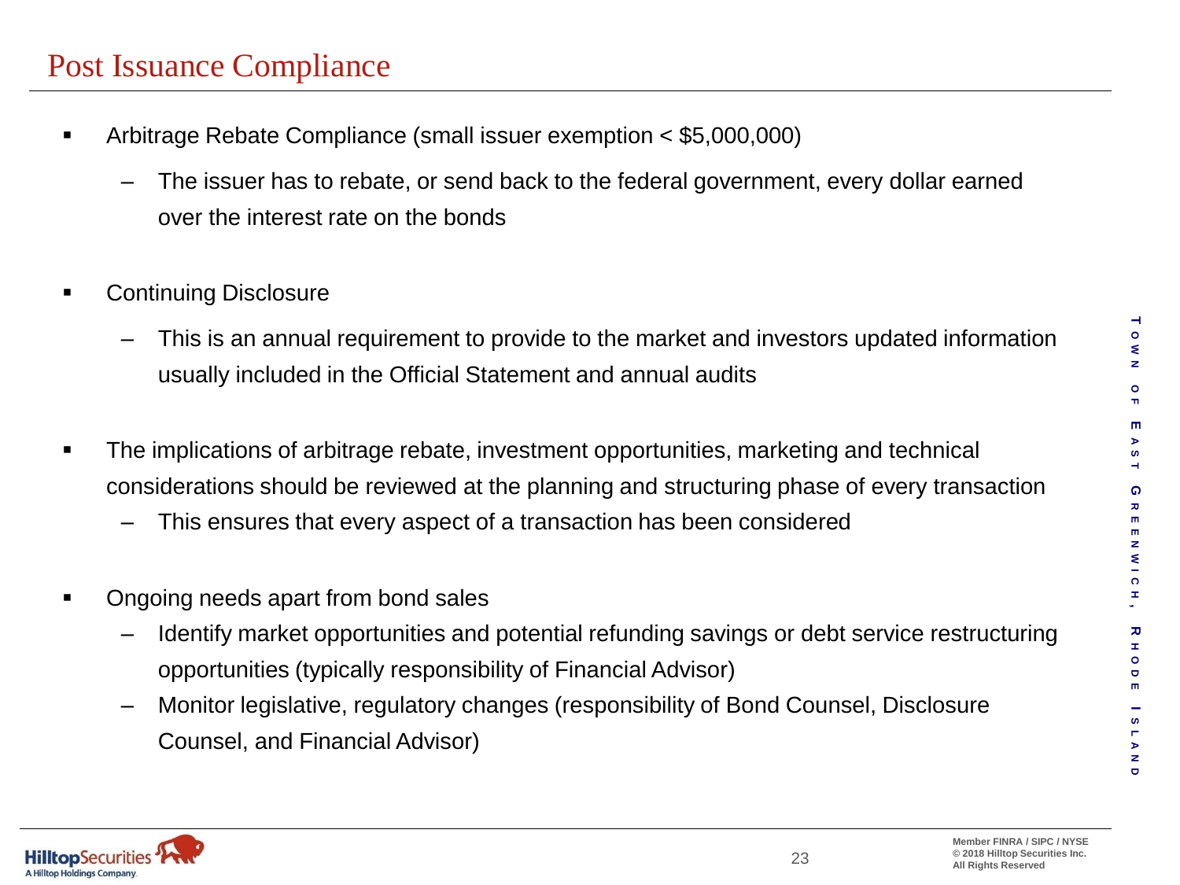# Post Issuance Compliance

- Arbitrage Rebate Compliance (small issuer exemption < $5,000,000)
  - The issuer has to rebate, or send back to the federal government, every dollar earned over the interest rate on the bonds

- Continuing Disclosure
  - This is an annual requirement to provide to the market and investors updated information usually included in the Official Statement and annual audits

- The implications of arbitrage rebate, investment opportunities, marketing and technical considerations should be reviewed at the planning and structuring phase of every transaction
  - This ensures that every aspect of a transaction has been considered

- Ongoing needs apart from bond sales
  - Identify market opportunities and potential refunding savings or debt service restructuring opportunities (typically responsibility of Financial Advisor)
  - Monitor legislative, regulatory changes (responsibility of Bond Counsel, Disclosure Counsel, and Financial Advisor)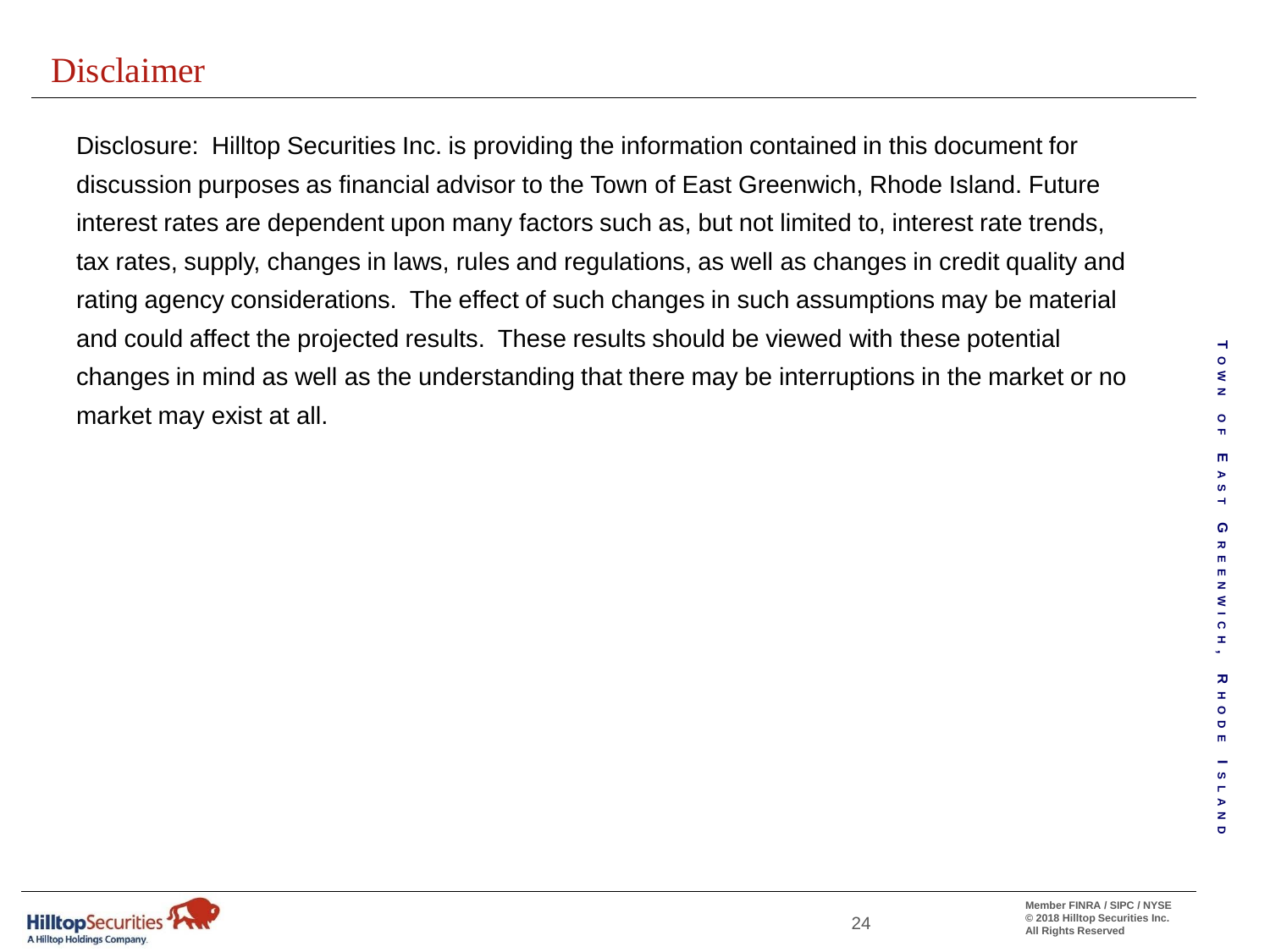# Disclaimer

Disclosure: Hilltop Securities Inc. is providing the information contained in this document for discussion purposes as financial advisor to the Town of East Greenwich, Rhode Island. Future interest rates are dependent upon many factors such as, but not limited to, interest rate trends, tax rates, supply, changes in laws, rules and regulations, as well as changes in credit quality and rating agency considerations. The effect of such changes in such assumptions may be material and could affect the projected results. These results should be viewed with these potential changes in mind as well as the understanding that there may be interruptions in the market or no market may exist at all.